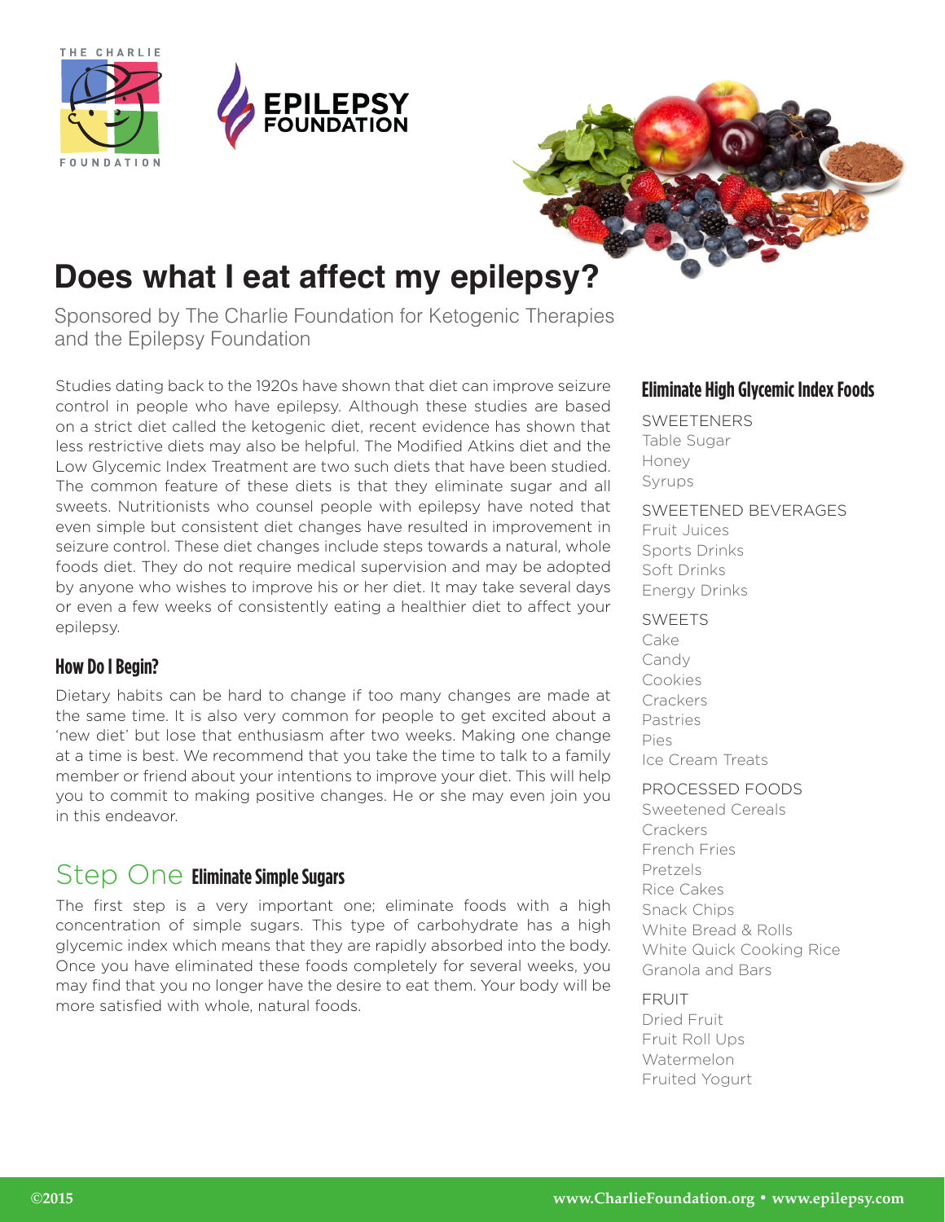# Does what I eat affect my epilepsy?

Sponsored by The Charlie Foundation for Ketogenic Therapies and the Epilepsy Foundation

Studies dating back to the 1920s have shown that diet can improve seizure control in people who have epilepsy. Although these studies are based on a strict diet called the ketogenic diet, recent evidence has shown that less restrictive diets may also be helpful. The Modified Atkins diet and the Low Glycemic Index Treatment are two such diets that have been studied. The common feature of these diets is that they eliminate sugar and all sweets. Nutritionists who counsel people with epilepsy have noted that even simple but consistent diet changes have resulted in improvement in seizure control. These diet changes include steps towards a natural, whole foods diet. They do not require medical supervision and may be adopted by anyone who wishes to improve his or her diet. It may take several days or even a few weeks of consistently eating a healthier diet to affect your epilepsy.

## How Do I Begin?

Dietary habits can be hard to change if too many changes are made at the same time. It is also very common for people to get excited about a 'new diet' but lose that enthusiasm after two weeks. Making one change at a time is best. We recommend that you take the time to talk to a family member or friend about your intentions to improve your diet. This will help you to commit to making positive changes. He or she may even join you in this endeavor.

## Step One Eliminate Simple Sugars

The first step is a very important one; eliminate foods with a high concentration of simple sugars. This type of carbohydrate has a high glycemic index which means that they are rapidly absorbed into the body. Once you have eliminated these foods completely for several weeks, you may find that you no longer have the desire to eat them. Your body will be more satisfied with whole, natural foods.

## Eliminate High Glycemic Index Foods

SWEETENERS
- Table Sugar
- Honey
- Syrups

SWEETENED BEVERAGES
- Fruit Juices
- Sports Drinks
- Soft Drinks
- Energy Drinks

SWEETS
- Cake
- Candy
- Cookies
- Crackers
- Pastries
- Pies
- Ice Cream Treats

PROCESSED FOODS
- Sweetened Cereals
- Crackers
- French Fries
- Pretzels
- Rice Cakes
- Snack Chips
- White Bread & Rolls
- White Quick Cooking Rice
- Granola and Bars

FRUIT
- Dried Fruit
- Fruit Roll Ups
- Watermelon
- Fruited Yogurt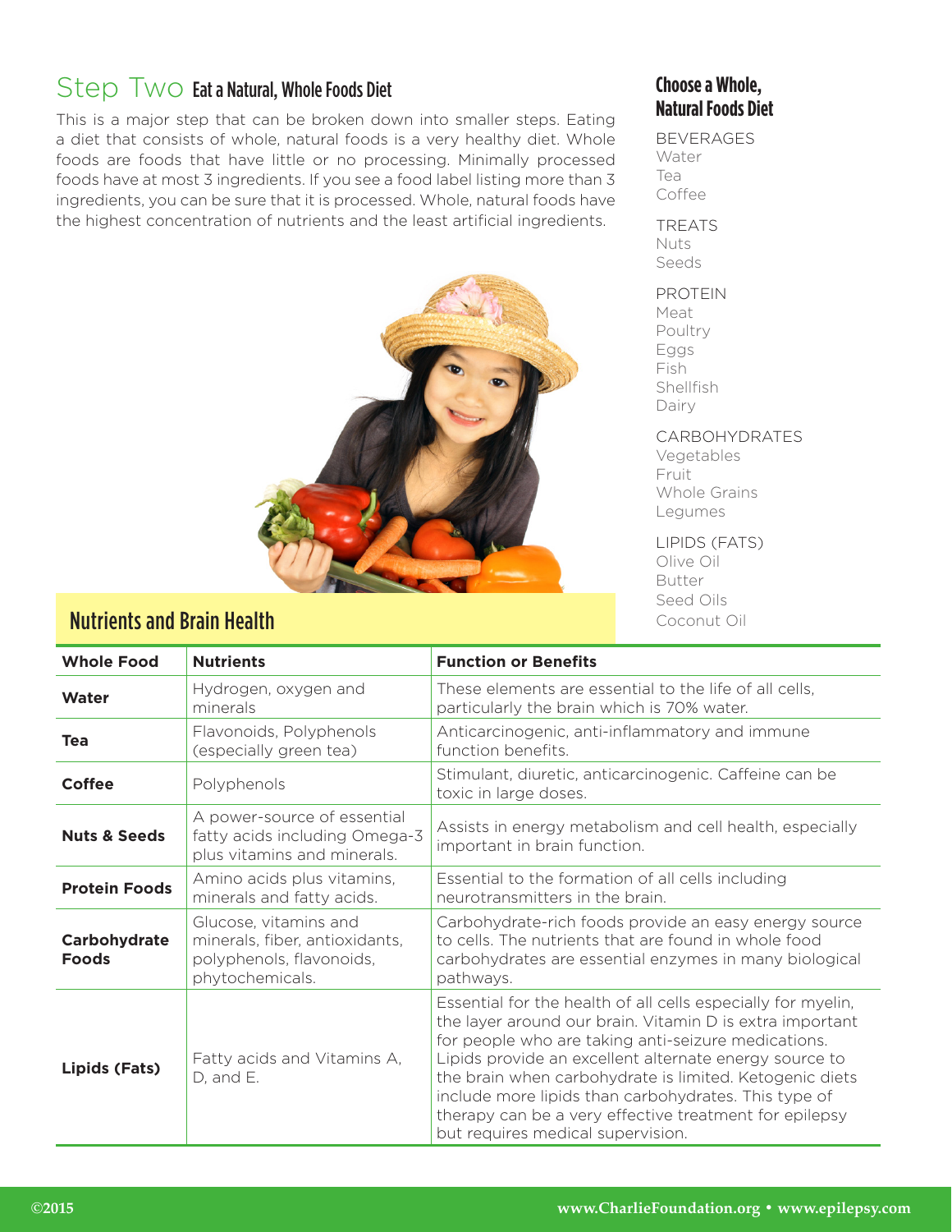## Step Two Eat a Natural, Whole Foods Diet

This is a major step that can be broken down into smaller steps. Eating a diet that consists of whole, natural foods is a very healthy diet. Whole foods are foods that have little or no processing. Minimally processed foods have at most 3 ingredients. If you see a food label listing more than 3 ingredients, you can be sure that it is processed. Whole, natural foods have the highest concentration of nutrients and the least artificial ingredients.

### Choose a Whole, Natural Foods Diet

BEVERAGES
- Water
- Tea
- Coffee

TREATS
- Nuts
- Seeds

PROTEIN
- Meat
- Poultry
- Eggs
- Fish
- Shellfish
- Dairy

CARBOHYDRATES
- Vegetables
- Fruit
- Whole Grains
- Legumes

LIPIDS (FATS)
- Olive Oil
- Butter
- Seed Oils
- Coconut Oil

## Nutrients and Brain Health

| Whole Food | Nutrients | Function or Benefits |
|---|---|---|
| **Water** | Hydrogen, oxygen and minerals | These elements are essential to the life of all cells, particularly the brain which is 70% water. |
| **Tea** | Flavonoids, Polyphenols (especially green tea) | Anticarcinogenic, anti-inflammatory and immune function benefits. |
| **Coffee** | Polyphenols | Stimulant, diuretic, anticarcinogenic. Caffeine can be toxic in large doses. |
| **Nuts & Seeds** | A power-source of essential fatty acids including Omega-3 plus vitamins and minerals. | Assists in energy metabolism and cell health, especially important in brain function. |
| **Protein Foods** | Amino acids plus vitamins, minerals and fatty acids. | Essential to the formation of all cells including neurotransmitters in the brain. |
| **Carbohydrate Foods** | Glucose, vitamins and minerals, fiber, antioxidants, polyphenols, flavonoids, phytochemicals. | Carbohydrate-rich foods provide an easy energy source to cells. The nutrients that are found in whole food carbohydrates are essential enzymes in many biological pathways. |
| **Lipids (Fats)** | Fatty acids and Vitamins A, D, and E. | Essential for the health of all cells especially for myelin, the layer around our brain. Vitamin D is extra important for people who are taking anti-seizure medications. Lipids provide an excellent alternate energy source to the brain when carbohydrate is limited. Ketogenic diets include more lipids than carbohydrates. This type of therapy can be a very effective treatment for epilepsy but requires medical supervision. |

©2015 www.CharlieFoundation.org • www.epilepsy.com